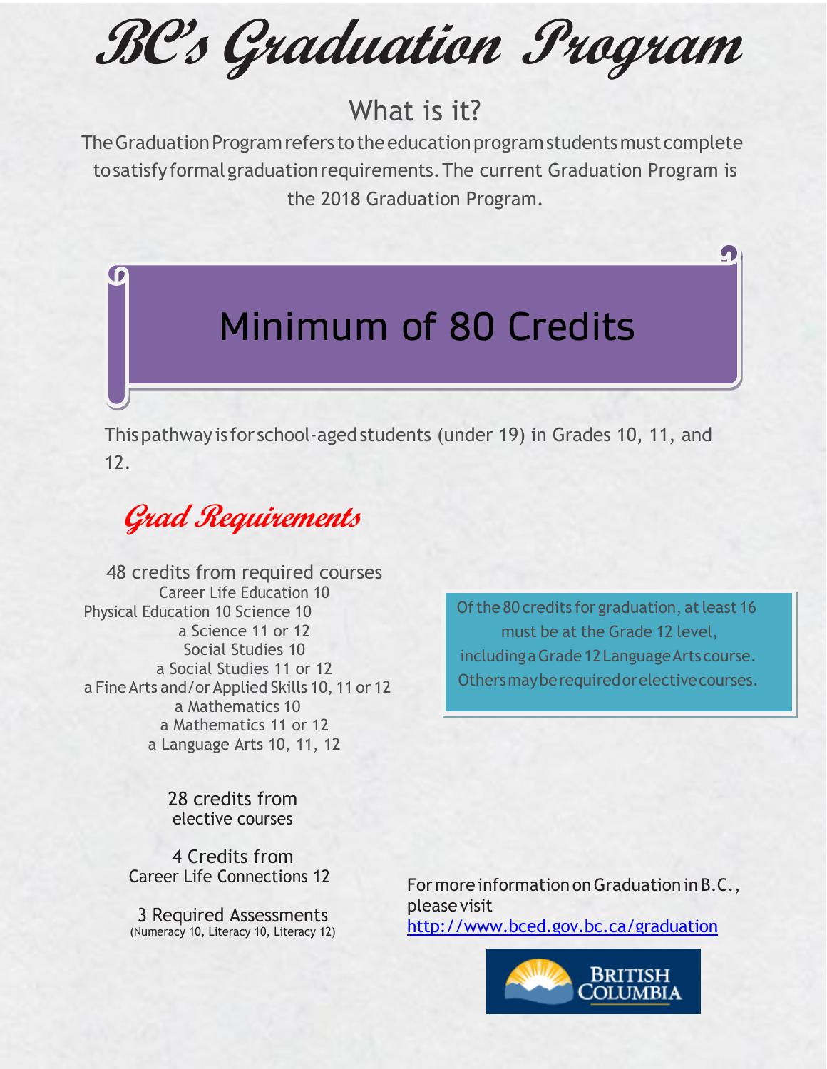# BC's Graduation Program

## What is it?

The Graduation Program refers to the education program students must complete to satisfy formal graduation requirements. The current Graduation Program is the 2018 Graduation Program.

## Minimum of 80 Credits

This pathway is for school-aged students (under 19) in Grades 10, 11, and 12.

### Grad Requirements

48 credits from required courses

- Career Life Education 10
- Physical Education 10
- Science 10
- a Science 11 or 12
- Social Studies 10
- a Social Studies 11 or 12
- a Fine Arts and/or Applied Skills 10, 11 or 12
- a Mathematics 10
- a Mathematics 11 or 12
- a Language Arts 10, 11, 12

Of the 80 credits for graduation, at least 16 must be at the Grade 12 level, including a Grade 12 Language Arts course. Others may be required or elective courses.

28 credits from elective courses

4 Credits from Career Life Connections 12

3 Required Assessments (Numeracy 10, Literacy 10, Literacy 12)

For more information on Graduation in B.C., please visit http://www.bced.gov.bc.ca/graduation

BRITISH COLUMBIA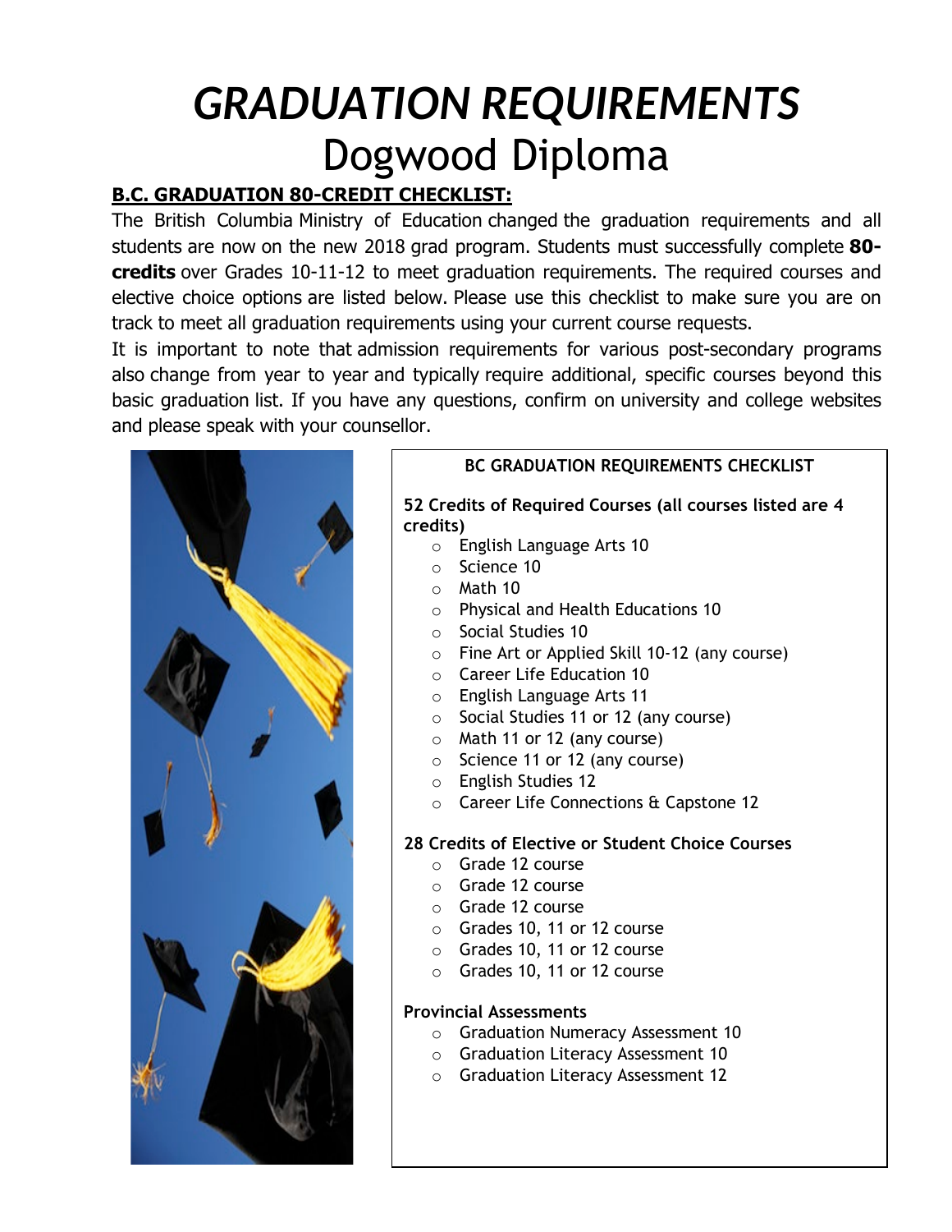# *GRADUATION REQUIREMENTS*

## Dogwood Diploma

**B.C. GRADUATION 80-CREDIT CHECKLIST:**

The British Columbia Ministry of Education changed the graduation requirements and all students are now on the new 2018 grad program. Students must successfully complete **80-credits** over Grades 10-11-12 to meet graduation requirements. The required courses and elective choice options are listed below. Please use this checklist to make sure you are on track to meet all graduation requirements using your current course requests.

It is important to note that admission requirements for various post-secondary programs also change from year to year and typically require additional, specific courses beyond this basic graduation list. If you have any questions, confirm on university and college websites and please speak with your counsellor.

### BC GRADUATION REQUIREMENTS CHECKLIST

**52 Credits of Required Courses (all courses listed are 4 credits)**

- English Language Arts 10
- Science 10
- Math 10
- Physical and Health Educations 10
- Social Studies 10
- Fine Art or Applied Skill 10-12 (any course)
- Career Life Education 10
- English Language Arts 11
- Social Studies 11 or 12 (any course)
- Math 11 or 12 (any course)
- Science 11 or 12 (any course)
- English Studies 12
- Career Life Connections & Capstone 12

**28 Credits of Elective or Student Choice Courses**

- Grade 12 course
- Grade 12 course
- Grade 12 course
- Grades 10, 11 or 12 course
- Grades 10, 11 or 12 course
- Grades 10, 11 or 12 course

**Provincial Assessments**

- Graduation Numeracy Assessment 10
- Graduation Literacy Assessment 10
- Graduation Literacy Assessment 12